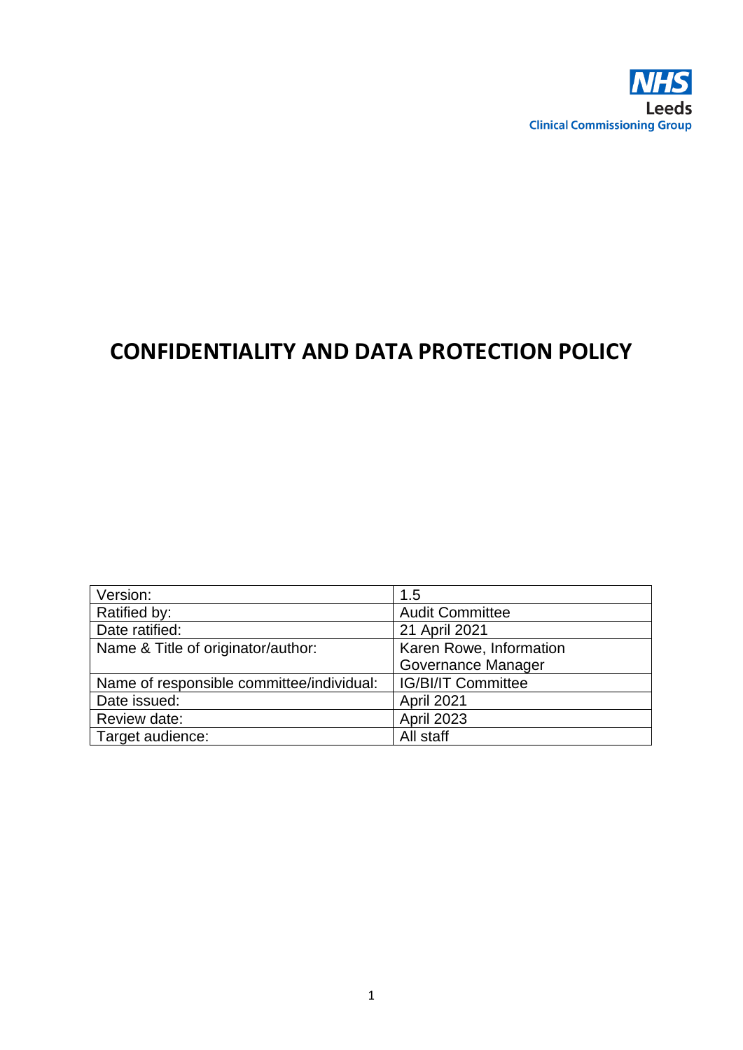NHS

Leeds

Clinical Commissioning Group

# CONFIDENTIALITY AND DATA PROTECTION POLICY

| | |
|---|---|
| Version: | 1.5 |
| Ratified by: | Audit Committee |
| Date ratified: | 21 April 2021 |
| Name & Title of originator/author: | Karen Rowe, Information Governance Manager |
| Name of responsible committee/individual: | IG/BI/IT Committee |
| Date issued: | April 2021 |
| Review date: | April 2023 |
| Target audience: | All staff |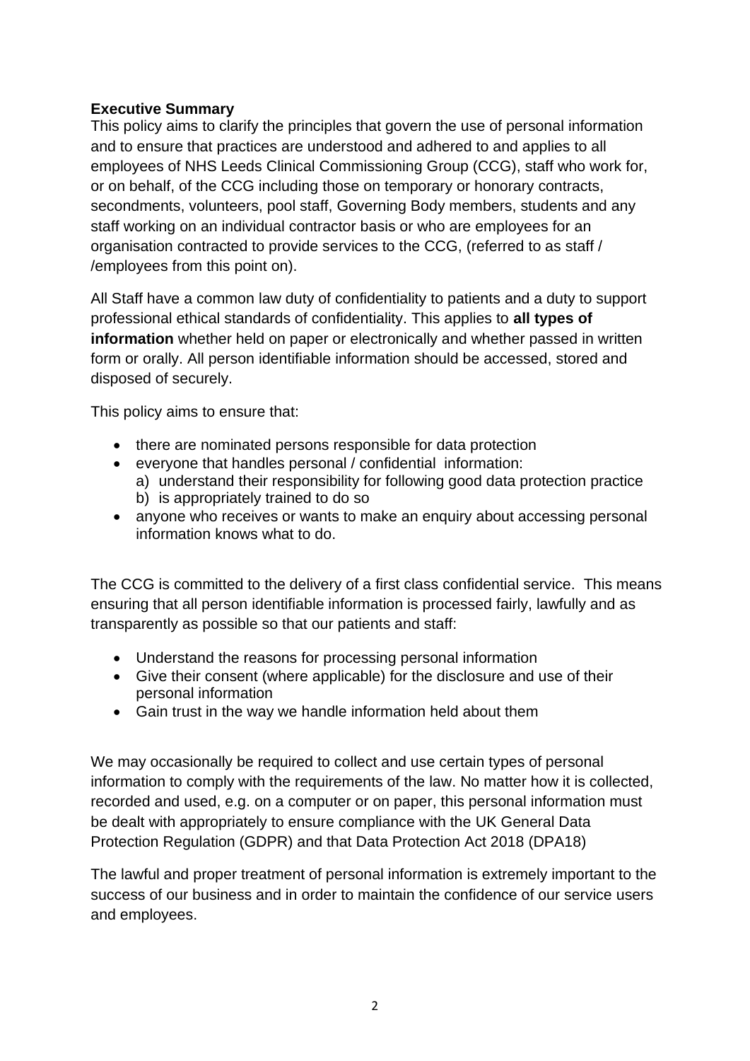**Executive Summary**

This policy aims to clarify the principles that govern the use of personal information and to ensure that practices are understood and adhered to and applies to all employees of NHS Leeds Clinical Commissioning Group (CCG), staff who work for, or on behalf, of the CCG including those on temporary or honorary contracts, secondments, volunteers, pool staff, Governing Body members, students and any staff working on an individual contractor basis or who are employees for an organisation contracted to provide services to the CCG, (referred to as staff / /employees from this point on).

All Staff have a common law duty of confidentiality to patients and a duty to support professional ethical standards of confidentiality. This applies to **all types of information** whether held on paper or electronically and whether passed in written form or orally. All person identifiable information should be accessed, stored and disposed of securely.

This policy aims to ensure that:

- there are nominated persons responsible for data protection
- everyone that handles personal / confidential information:
  a) understand their responsibility for following good data protection practice
  b) is appropriately trained to do so
- anyone who receives or wants to make an enquiry about accessing personal information knows what to do.

The CCG is committed to the delivery of a first class confidential service. This means ensuring that all person identifiable information is processed fairly, lawfully and as transparently as possible so that our patients and staff:

- Understand the reasons for processing personal information
- Give their consent (where applicable) for the disclosure and use of their personal information
- Gain trust in the way we handle information held about them

We may occasionally be required to collect and use certain types of personal information to comply with the requirements of the law. No matter how it is collected, recorded and used, e.g. on a computer or on paper, this personal information must be dealt with appropriately to ensure compliance with the UK General Data Protection Regulation (GDPR) and that Data Protection Act 2018 (DPA18)

The lawful and proper treatment of personal information is extremely important to the success of our business and in order to maintain the confidence of our service users and employees.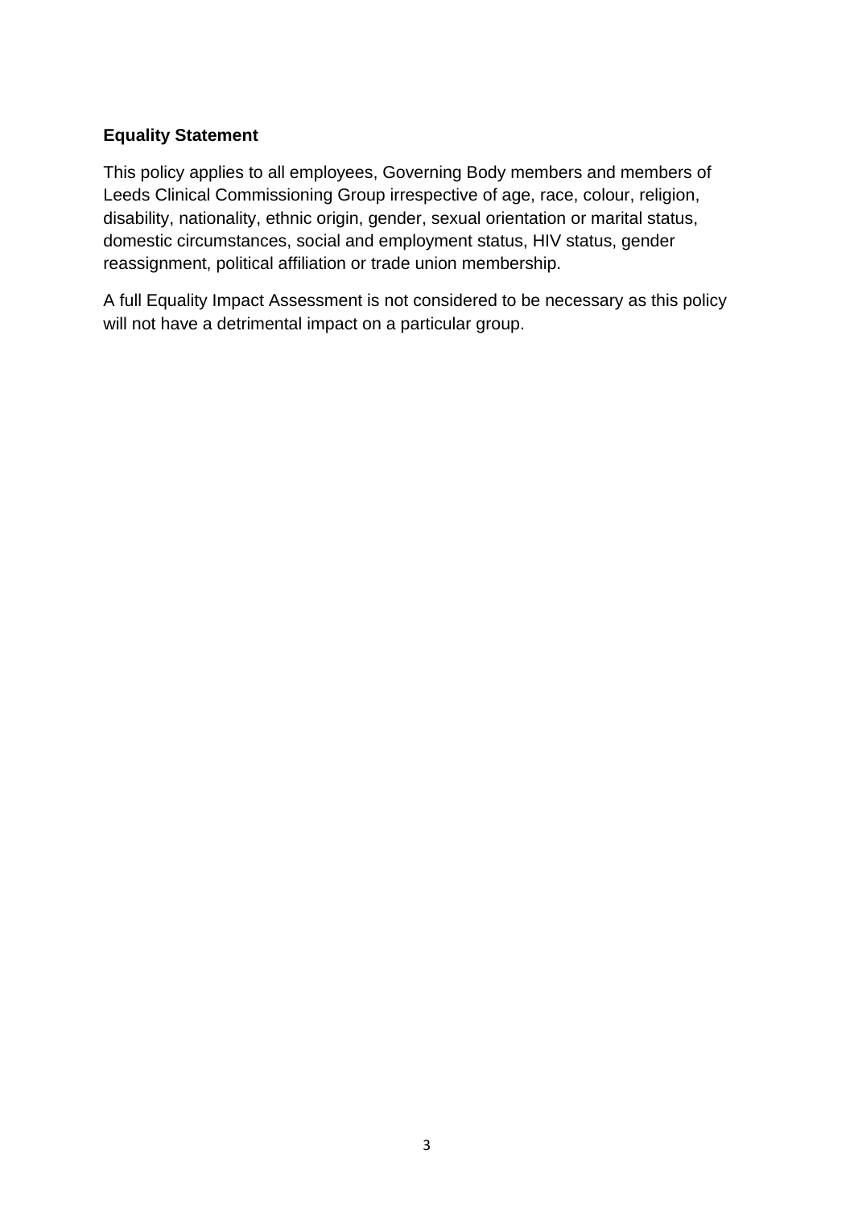**Equality Statement**

This policy applies to all employees, Governing Body members and members of Leeds Clinical Commissioning Group irrespective of age, race, colour, religion, disability, nationality, ethnic origin, gender, sexual orientation or marital status, domestic circumstances, social and employment status, HIV status, gender reassignment, political affiliation or trade union membership.

A full Equality Impact Assessment is not considered to be necessary as this policy will not have a detrimental impact on a particular group.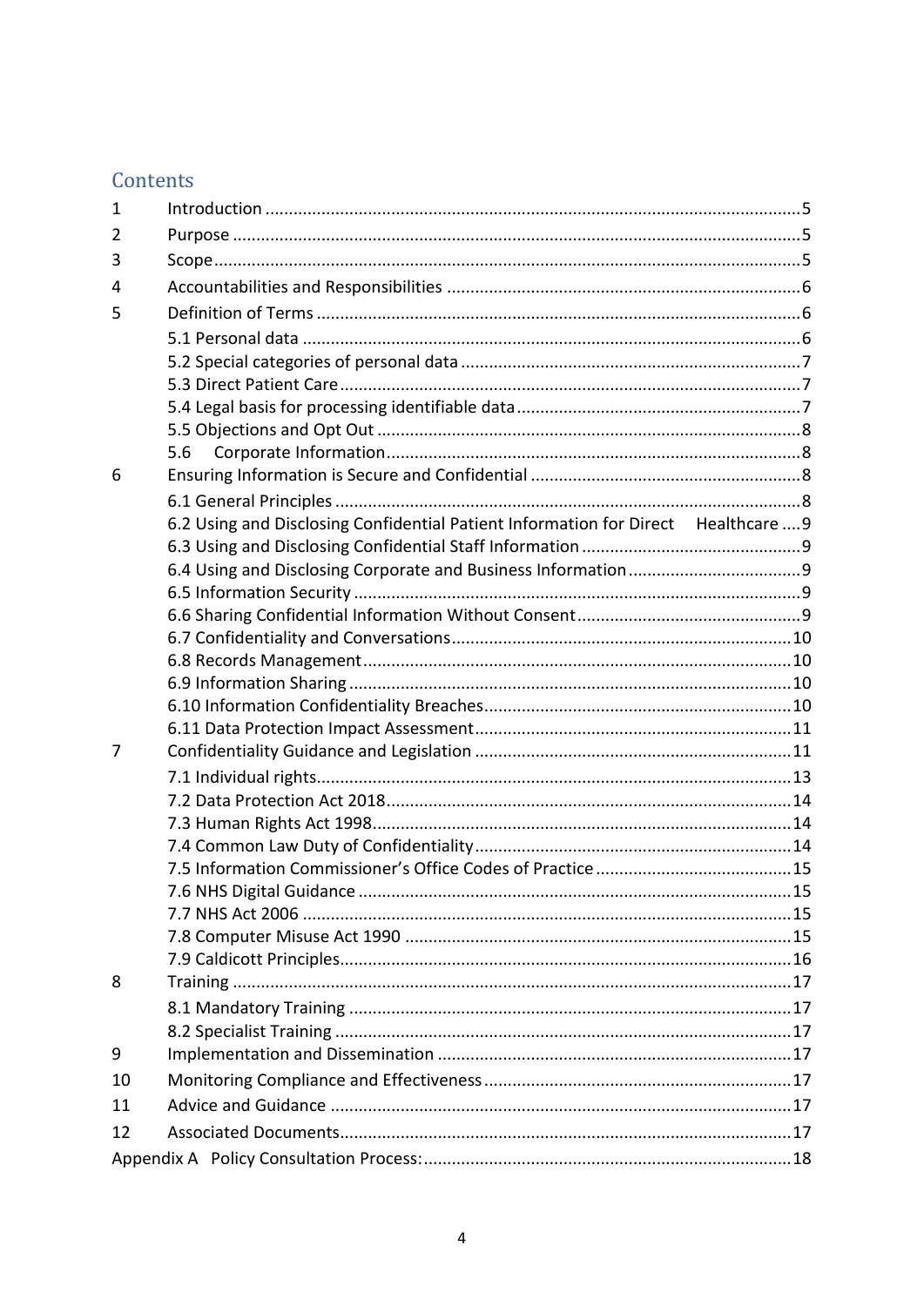## Contents

| | | |
|---|---|---|
| 1 | Introduction | 5 |
| 2 | Purpose | 5 |
| 3 | Scope | 5 |
| 4 | Accountabilities and Responsibilities | 6 |
| 5 | Definition of Terms | 6 |
| | 5.1 Personal data | 6 |
| | 5.2 Special categories of personal data | 7 |
| | 5.3 Direct Patient Care | 7 |
| | 5.4 Legal basis for processing identifiable data | 7 |
| | 5.5 Objections and Opt Out | 8 |
| | 5.6 Corporate Information | 8 |
| 6 | Ensuring Information is Secure and Confidential | 8 |
| | 6.1 General Principles | 8 |
| | 6.2 Using and Disclosing Confidential Patient Information for Direct Healthcare | 9 |
| | 6.3 Using and Disclosing Confidential Staff Information | 9 |
| | 6.4 Using and Disclosing Corporate and Business Information | 9 |
| | 6.5 Information Security | 9 |
| | 6.6 Sharing Confidential Information Without Consent | 9 |
| | 6.7 Confidentiality and Conversations | 10 |
| | 6.8 Records Management | 10 |
| | 6.9 Information Sharing | 10 |
| | 6.10 Information Confidentiality Breaches | 10 |
| | 6.11 Data Protection Impact Assessment | 11 |
| 7 | Confidentiality Guidance and Legislation | 11 |
| | 7.1 Individual rights | 13 |
| | 7.2 Data Protection Act 2018 | 14 |
| | 7.3 Human Rights Act 1998 | 14 |
| | 7.4 Common Law Duty of Confidentiality | 14 |
| | 7.5 Information Commissioner's Office Codes of Practice | 15 |
| | 7.6 NHS Digital Guidance | 15 |
| | 7.7 NHS Act 2006 | 15 |
| | 7.8 Computer Misuse Act 1990 | 15 |
| | 7.9 Caldicott Principles | 16 |
| 8 | Training | 17 |
| | 8.1 Mandatory Training | 17 |
| | 8.2 Specialist Training | 17 |
| 9 | Implementation and Dissemination | 17 |
| 10 | Monitoring Compliance and Effectiveness | 17 |
| 11 | Advice and Guidance | 17 |
| 12 | Associated Documents | 17 |
| Appendix A | Policy Consultation Process: | 18 |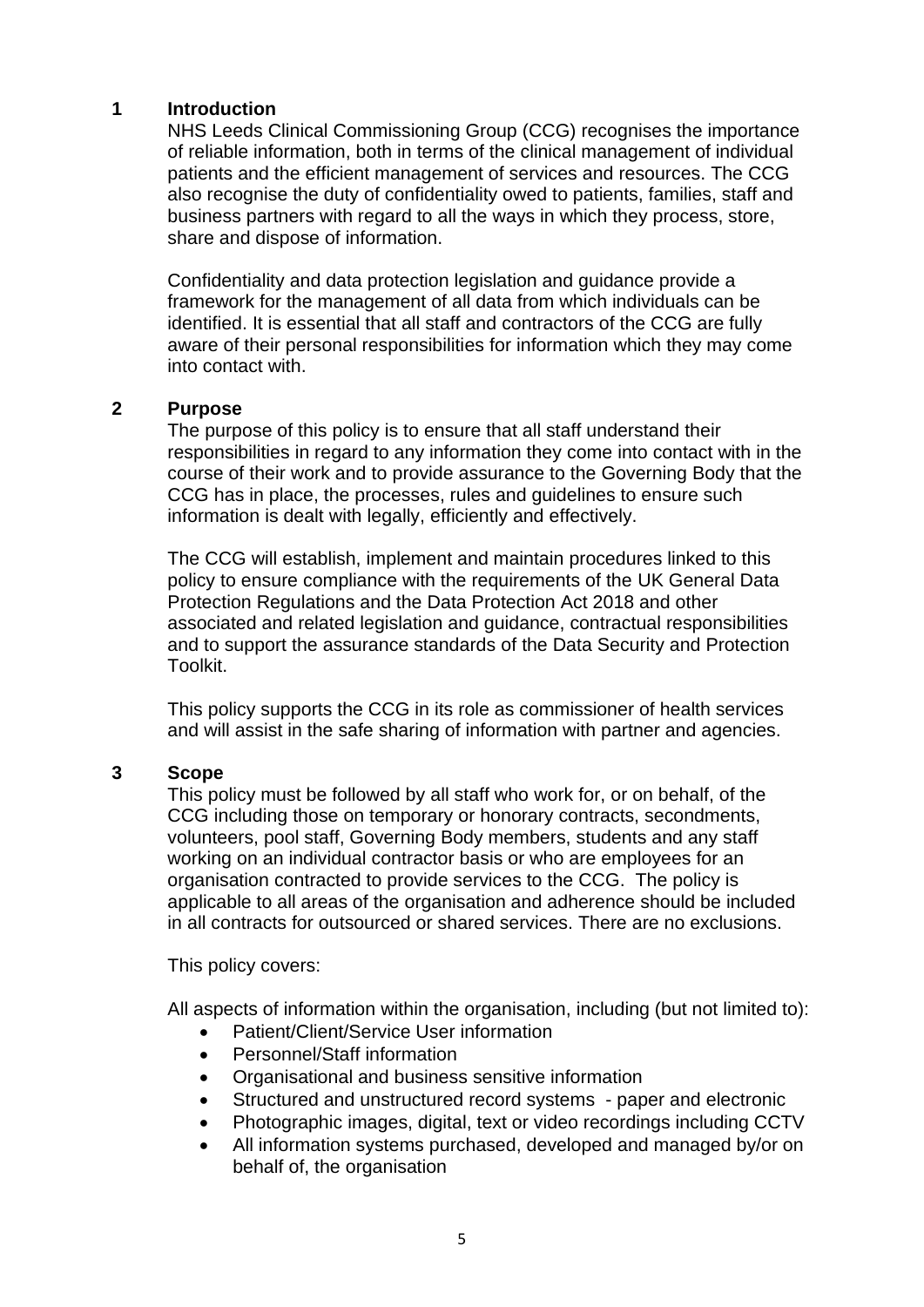## 1 Introduction

NHS Leeds Clinical Commissioning Group (CCG) recognises the importance of reliable information, both in terms of the clinical management of individual patients and the efficient management of services and resources. The CCG also recognise the duty of confidentiality owed to patients, families, staff and business partners with regard to all the ways in which they process, store, share and dispose of information.

Confidentiality and data protection legislation and guidance provide a framework for the management of all data from which individuals can be identified. It is essential that all staff and contractors of the CCG are fully aware of their personal responsibilities for information which they may come into contact with.

## 2 Purpose

The purpose of this policy is to ensure that all staff understand their responsibilities in regard to any information they come into contact with in the course of their work and to provide assurance to the Governing Body that the CCG has in place, the processes, rules and guidelines to ensure such information is dealt with legally, efficiently and effectively.

The CCG will establish, implement and maintain procedures linked to this policy to ensure compliance with the requirements of the UK General Data Protection Regulations and the Data Protection Act 2018 and other associated and related legislation and guidance, contractual responsibilities and to support the assurance standards of the Data Security and Protection Toolkit.

This policy supports the CCG in its role as commissioner of health services and will assist in the safe sharing of information with partner and agencies.

## 3 Scope

This policy must be followed by all staff who work for, or on behalf, of the CCG including those on temporary or honorary contracts, secondments, volunteers, pool staff, Governing Body members, students and any staff working on an individual contractor basis or who are employees for an organisation contracted to provide services to the CCG. The policy is applicable to all areas of the organisation and adherence should be included in all contracts for outsourced or shared services. There are no exclusions.

This policy covers:

All aspects of information within the organisation, including (but not limited to):

- Patient/Client/Service User information
- Personnel/Staff information
- Organisational and business sensitive information
- Structured and unstructured record systems - paper and electronic
- Photographic images, digital, text or video recordings including CCTV
- All information systems purchased, developed and managed by/or on behalf of, the organisation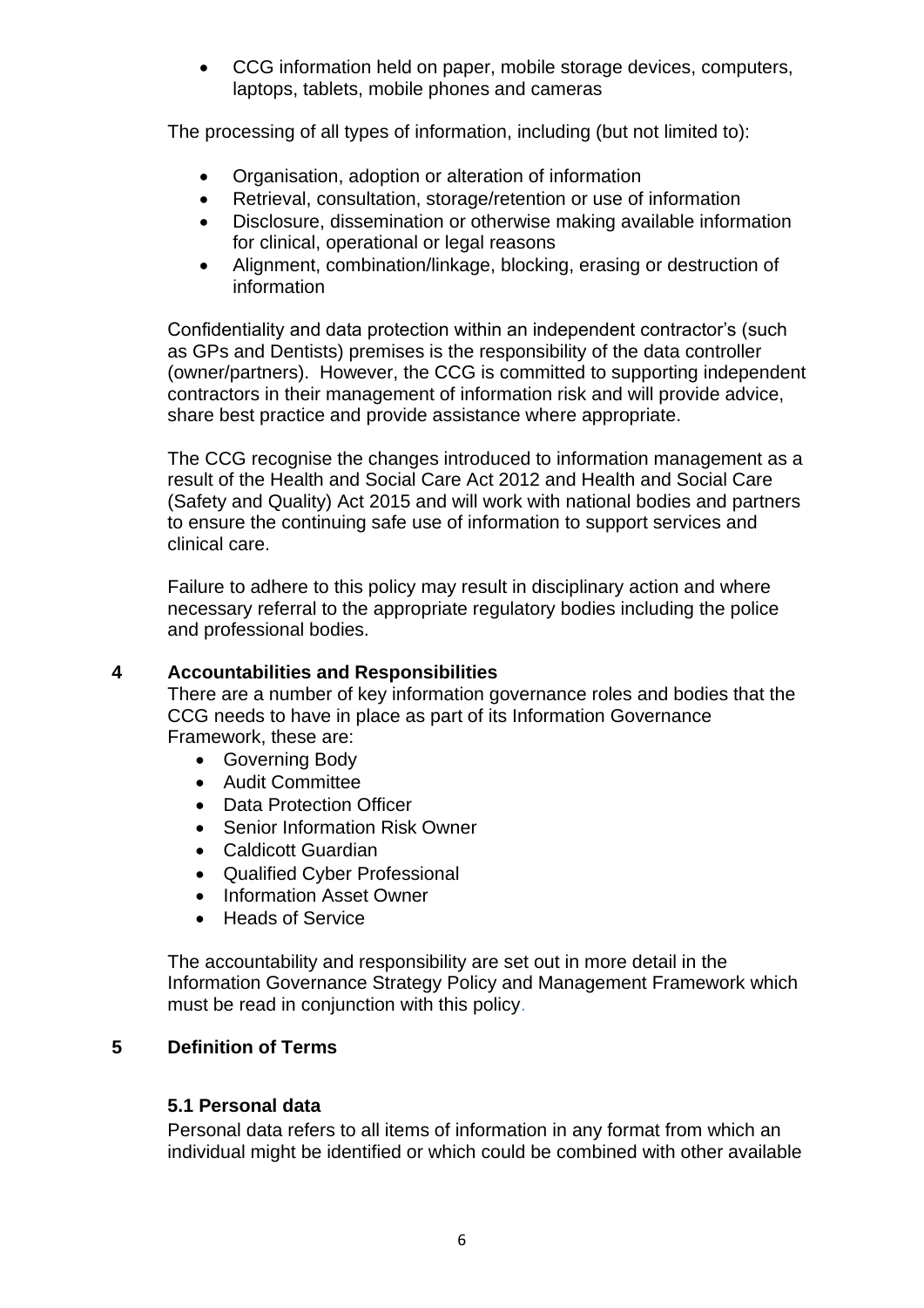- CCG information held on paper, mobile storage devices, computers, laptops, tablets, mobile phones and cameras

The processing of all types of information, including (but not limited to):

- Organisation, adoption or alteration of information
- Retrieval, consultation, storage/retention or use of information
- Disclosure, dissemination or otherwise making available information for clinical, operational or legal reasons
- Alignment, combination/linkage, blocking, erasing or destruction of information

Confidentiality and data protection within an independent contractor's (such as GPs and Dentists) premises is the responsibility of the data controller (owner/partners). However, the CCG is committed to supporting independent contractors in their management of information risk and will provide advice, share best practice and provide assistance where appropriate.

The CCG recognise the changes introduced to information management as a result of the Health and Social Care Act 2012 and Health and Social Care (Safety and Quality) Act 2015 and will work with national bodies and partners to ensure the continuing safe use of information to support services and clinical care.

Failure to adhere to this policy may result in disciplinary action and where necessary referral to the appropriate regulatory bodies including the police and professional bodies.

## 4 Accountabilities and Responsibilities

There are a number of key information governance roles and bodies that the CCG needs to have in place as part of its Information Governance Framework, these are:

- Governing Body
- Audit Committee
- Data Protection Officer
- Senior Information Risk Owner
- Caldicott Guardian
- Qualified Cyber Professional
- Information Asset Owner
- Heads of Service

The accountability and responsibility are set out in more detail in the Information Governance Strategy Policy and Management Framework which must be read in conjunction with this policy.

## 5 Definition of Terms

### 5.1 Personal data

Personal data refers to all items of information in any format from which an individual might be identified or which could be combined with other available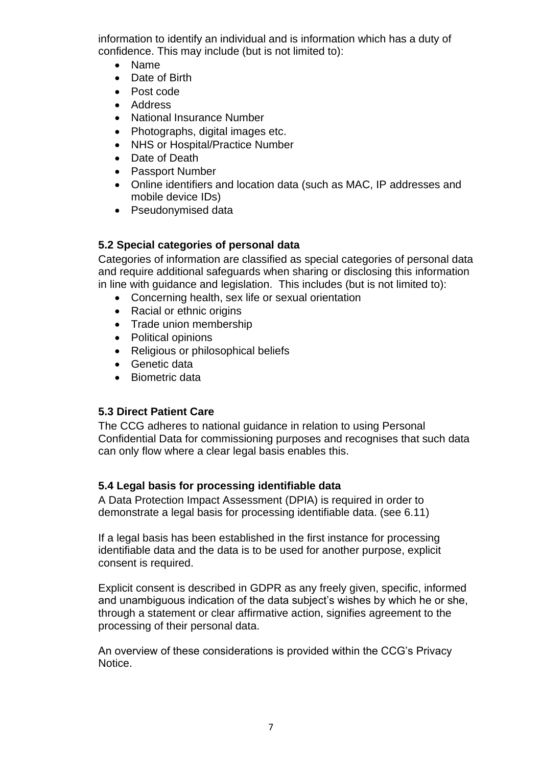information to identify an individual and is information which has a duty of confidence. This may include (but is not limited to):

- Name
- Date of Birth
- Post code
- Address
- National Insurance Number
- Photographs, digital images etc.
- NHS or Hospital/Practice Number
- Date of Death
- Passport Number
- Online identifiers and location data (such as MAC, IP addresses and mobile device IDs)
- Pseudonymised data

### 5.2 Special categories of personal data

Categories of information are classified as special categories of personal data and require additional safeguards when sharing or disclosing this information in line with guidance and legislation. This includes (but is not limited to):

- Concerning health, sex life or sexual orientation
- Racial or ethnic origins
- Trade union membership
- Political opinions
- Religious or philosophical beliefs
- Genetic data
- Biometric data

### 5.3 Direct Patient Care

The CCG adheres to national guidance in relation to using Personal Confidential Data for commissioning purposes and recognises that such data can only flow where a clear legal basis enables this.

### 5.4 Legal basis for processing identifiable data

A Data Protection Impact Assessment (DPIA) is required in order to demonstrate a legal basis for processing identifiable data. (see 6.11)

If a legal basis has been established in the first instance for processing identifiable data and the data is to be used for another purpose, explicit consent is required.

Explicit consent is described in GDPR as any freely given, specific, informed and unambiguous indication of the data subject's wishes by which he or she, through a statement or clear affirmative action, signifies agreement to the processing of their personal data.

An overview of these considerations is provided within the CCG's Privacy Notice.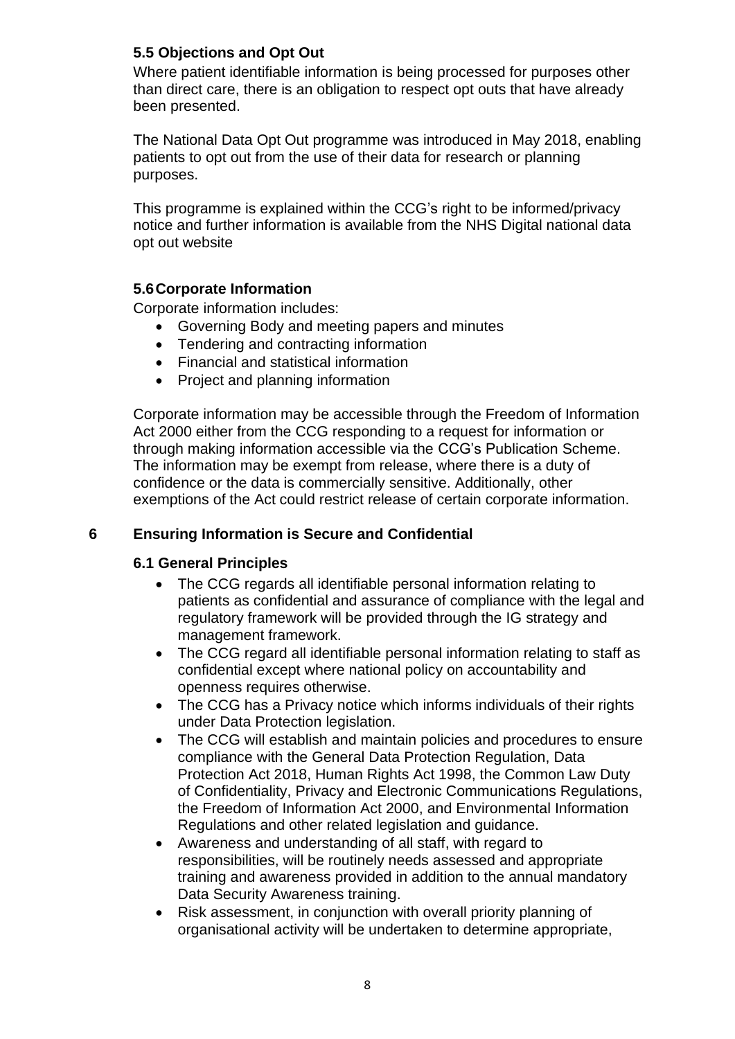### 5.5 Objections and Opt Out

Where patient identifiable information is being processed for purposes other than direct care, there is an obligation to respect opt outs that have already been presented.

The National Data Opt Out programme was introduced in May 2018, enabling patients to opt out from the use of their data for research or planning purposes.

This programme is explained within the CCG's right to be informed/privacy notice and further information is available from the NHS Digital national data opt out website

### 5.6 Corporate Information

Corporate information includes:

- Governing Body and meeting papers and minutes
- Tendering and contracting information
- Financial and statistical information
- Project and planning information

Corporate information may be accessible through the Freedom of Information Act 2000 either from the CCG responding to a request for information or through making information accessible via the CCG's Publication Scheme. The information may be exempt from release, where there is a duty of confidence or the data is commercially sensitive. Additionally, other exemptions of the Act could restrict release of certain corporate information.

## 6 Ensuring Information is Secure and Confidential

### 6.1 General Principles

- The CCG regards all identifiable personal information relating to patients as confidential and assurance of compliance with the legal and regulatory framework will be provided through the IG strategy and management framework.
- The CCG regard all identifiable personal information relating to staff as confidential except where national policy on accountability and openness requires otherwise.
- The CCG has a Privacy notice which informs individuals of their rights under Data Protection legislation.
- The CCG will establish and maintain policies and procedures to ensure compliance with the General Data Protection Regulation, Data Protection Act 2018, Human Rights Act 1998, the Common Law Duty of Confidentiality, Privacy and Electronic Communications Regulations, the Freedom of Information Act 2000, and Environmental Information Regulations and other related legislation and guidance.
- Awareness and understanding of all staff, with regard to responsibilities, will be routinely needs assessed and appropriate training and awareness provided in addition to the annual mandatory Data Security Awareness training.
- Risk assessment, in conjunction with overall priority planning of organisational activity will be undertaken to determine appropriate,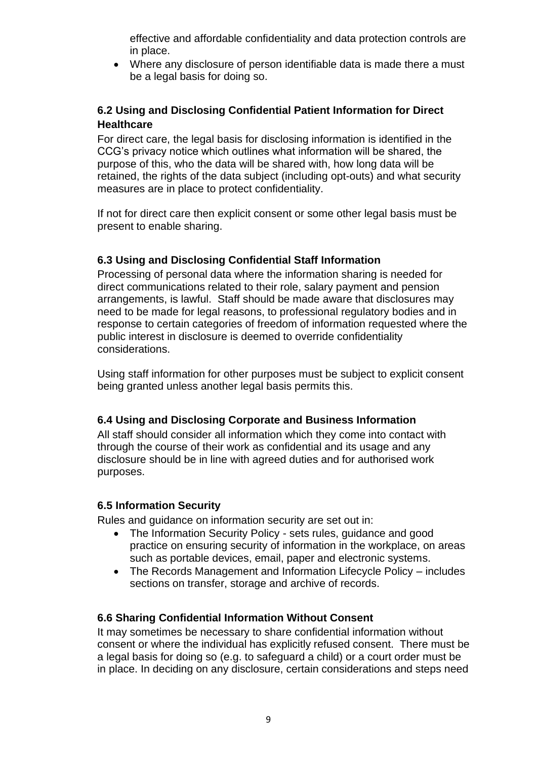effective and affordable confidentiality and data protection controls are in place.

- Where any disclosure of person identifiable data is made there a must be a legal basis for doing so.

### 6.2 Using and Disclosing Confidential Patient Information for Direct Healthcare

For direct care, the legal basis for disclosing information is identified in the CCG's privacy notice which outlines what information will be shared, the purpose of this, who the data will be shared with, how long data will be retained, the rights of the data subject (including opt-outs) and what security measures are in place to protect confidentiality.

If not for direct care then explicit consent or some other legal basis must be present to enable sharing.

### 6.3 Using and Disclosing Confidential Staff Information

Processing of personal data where the information sharing is needed for direct communications related to their role, salary payment and pension arrangements, is lawful. Staff should be made aware that disclosures may need to be made for legal reasons, to professional regulatory bodies and in response to certain categories of freedom of information requested where the public interest in disclosure is deemed to override confidentiality considerations.

Using staff information for other purposes must be subject to explicit consent being granted unless another legal basis permits this.

### 6.4 Using and Disclosing Corporate and Business Information

All staff should consider all information which they come into contact with through the course of their work as confidential and its usage and any disclosure should be in line with agreed duties and for authorised work purposes.

### 6.5 Information Security

Rules and guidance on information security are set out in:

- The Information Security Policy - sets rules, guidance and good practice on ensuring security of information in the workplace, on areas such as portable devices, email, paper and electronic systems.
- The Records Management and Information Lifecycle Policy – includes sections on transfer, storage and archive of records.

### 6.6 Sharing Confidential Information Without Consent

It may sometimes be necessary to share confidential information without consent or where the individual has explicitly refused consent. There must be a legal basis for doing so (e.g. to safeguard a child) or a court order must be in place. In deciding on any disclosure, certain considerations and steps need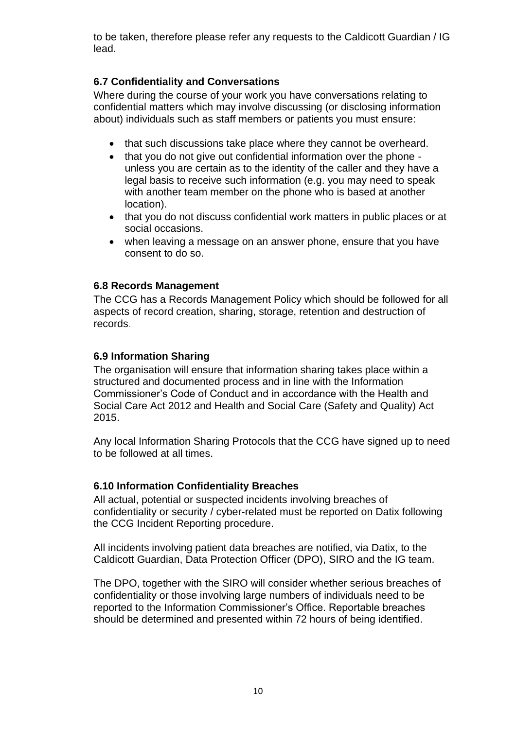to be taken, therefore please refer any requests to the Caldicott Guardian / IG lead.

### 6.7 Confidentiality and Conversations

Where during the course of your work you have conversations relating to confidential matters which may involve discussing (or disclosing information about) individuals such as staff members or patients you must ensure:

- that such discussions take place where they cannot be overheard.
- that you do not give out confidential information over the phone - unless you are certain as to the identity of the caller and they have a legal basis to receive such information (e.g. you may need to speak with another team member on the phone who is based at another location).
- that you do not discuss confidential work matters in public places or at social occasions.
- when leaving a message on an answer phone, ensure that you have consent to do so.

### 6.8 Records Management

The CCG has a Records Management Policy which should be followed for all aspects of record creation, sharing, storage, retention and destruction of records.

### 6.9 Information Sharing

The organisation will ensure that information sharing takes place within a structured and documented process and in line with the Information Commissioner's Code of Conduct and in accordance with the Health and Social Care Act 2012 and Health and Social Care (Safety and Quality) Act 2015.

Any local Information Sharing Protocols that the CCG have signed up to need to be followed at all times.

### 6.10 Information Confidentiality Breaches

All actual, potential or suspected incidents involving breaches of confidentiality or security / cyber-related must be reported on Datix following the CCG Incident Reporting procedure.

All incidents involving patient data breaches are notified, via Datix, to the Caldicott Guardian, Data Protection Officer (DPO), SIRO and the IG team.

The DPO, together with the SIRO will consider whether serious breaches of confidentiality or those involving large numbers of individuals need to be reported to the Information Commissioner's Office. Reportable breaches should be determined and presented within 72 hours of being identified.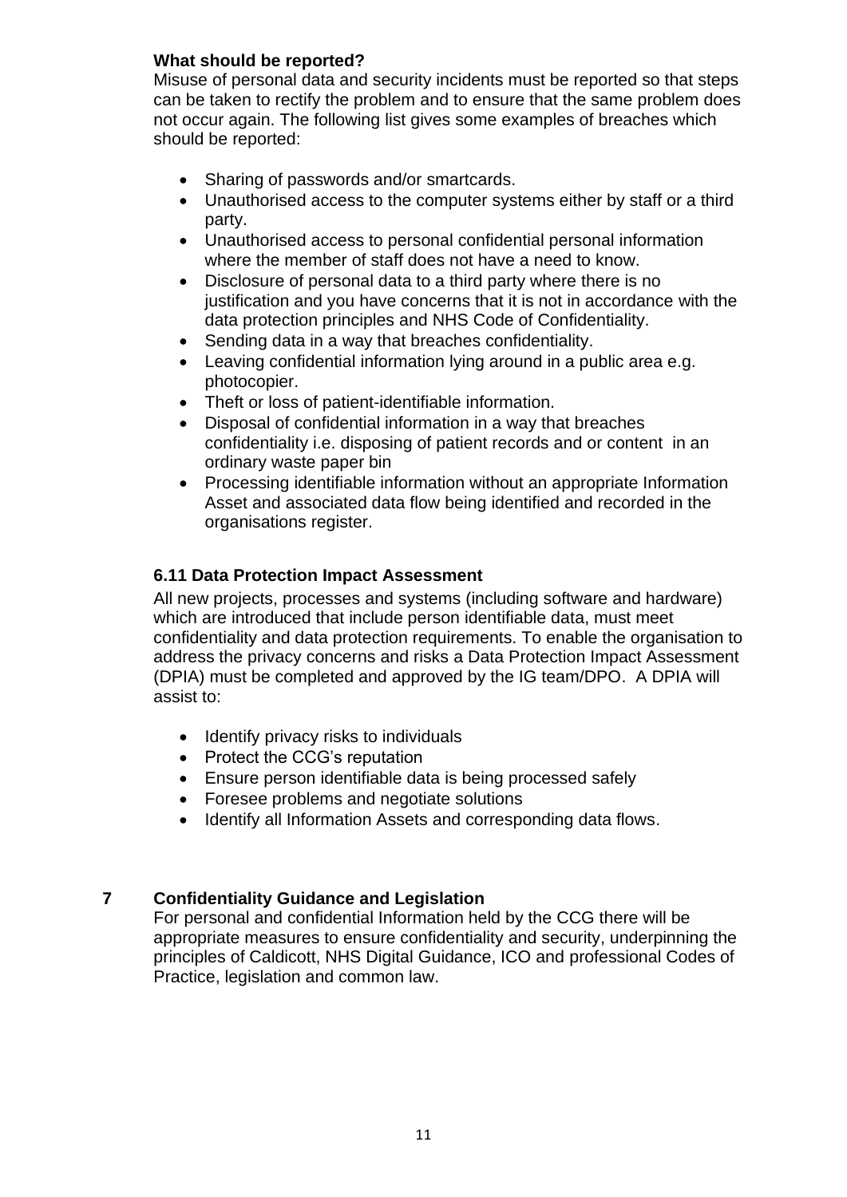**What should be reported?**

Misuse of personal data and security incidents must be reported so that steps can be taken to rectify the problem and to ensure that the same problem does not occur again. The following list gives some examples of breaches which should be reported:

- Sharing of passwords and/or smartcards.
- Unauthorised access to the computer systems either by staff or a third party.
- Unauthorised access to personal confidential personal information where the member of staff does not have a need to know.
- Disclosure of personal data to a third party where there is no justification and you have concerns that it is not in accordance with the data protection principles and NHS Code of Confidentiality.
- Sending data in a way that breaches confidentiality.
- Leaving confidential information lying around in a public area e.g. photocopier.
- Theft or loss of patient-identifiable information.
- Disposal of confidential information in a way that breaches confidentiality i.e. disposing of patient records and or content in an ordinary waste paper bin
- Processing identifiable information without an appropriate Information Asset and associated data flow being identified and recorded in the organisations register.

### 6.11 Data Protection Impact Assessment

All new projects, processes and systems (including software and hardware) which are introduced that include person identifiable data, must meet confidentiality and data protection requirements. To enable the organisation to address the privacy concerns and risks a Data Protection Impact Assessment (DPIA) must be completed and approved by the IG team/DPO. A DPIA will assist to:

- Identify privacy risks to individuals
- Protect the CCG's reputation
- Ensure person identifiable data is being processed safely
- Foresee problems and negotiate solutions
- Identify all Information Assets and corresponding data flows.

## 7 Confidentiality Guidance and Legislation

For personal and confidential Information held by the CCG there will be appropriate measures to ensure confidentiality and security, underpinning the principles of Caldicott, NHS Digital Guidance, ICO and professional Codes of Practice, legislation and common law.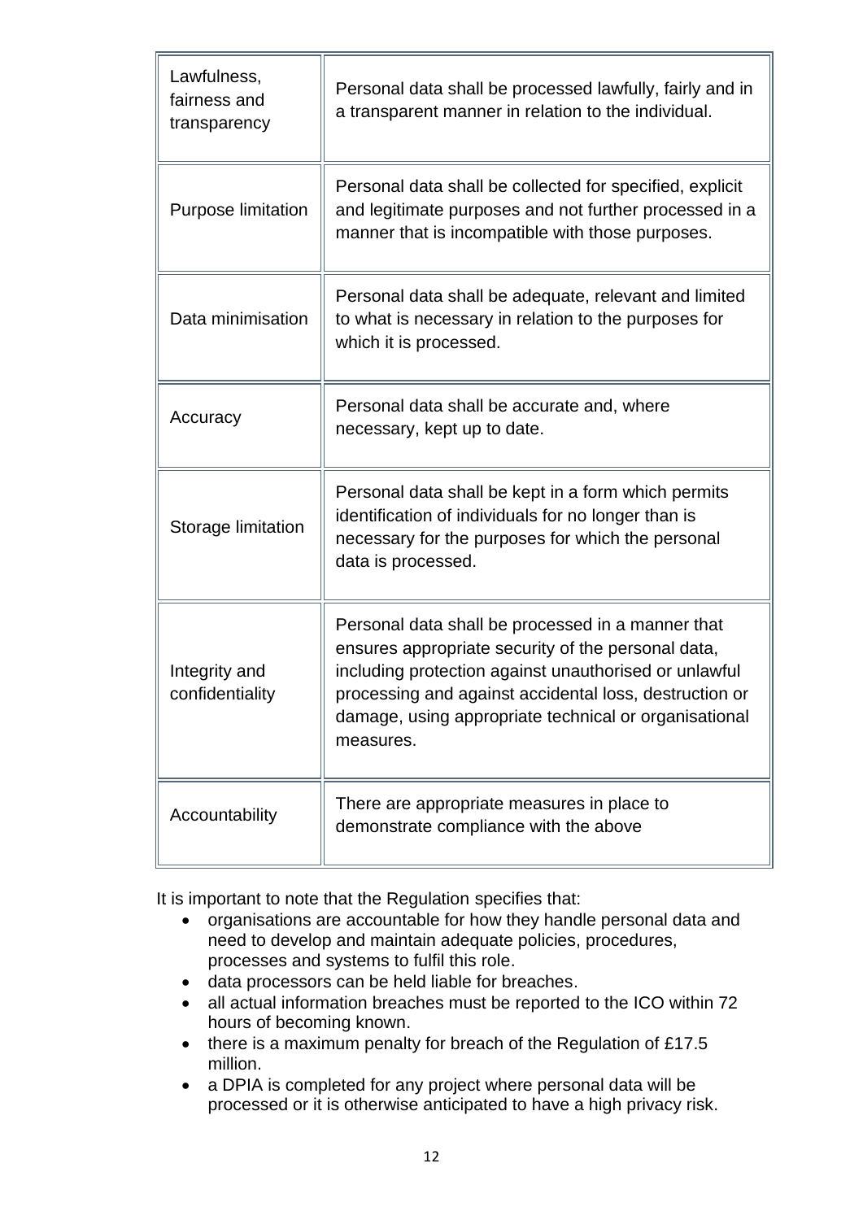| | |
|---|---|
| Lawfulness, fairness and transparency | Personal data shall be processed lawfully, fairly and in a transparent manner in relation to the individual. |
| Purpose limitation | Personal data shall be collected for specified, explicit and legitimate purposes and not further processed in a manner that is incompatible with those purposes. |
| Data minimisation | Personal data shall be adequate, relevant and limited to what is necessary in relation to the purposes for which it is processed. |
| Accuracy | Personal data shall be accurate and, where necessary, kept up to date. |
| Storage limitation | Personal data shall be kept in a form which permits identification of individuals for no longer than is necessary for the purposes for which the personal data is processed. |
| Integrity and confidentiality | Personal data shall be processed in a manner that ensures appropriate security of the personal data, including protection against unauthorised or unlawful processing and against accidental loss, destruction or damage, using appropriate technical or organisational measures. |
| Accountability | There are appropriate measures in place to demonstrate compliance with the above |

It is important to note that the Regulation specifies that:

- organisations are accountable for how they handle personal data and need to develop and maintain adequate policies, procedures, processes and systems to fulfil this role.
- data processors can be held liable for breaches.
- all actual information breaches must be reported to the ICO within 72 hours of becoming known.
- there is a maximum penalty for breach of the Regulation of £17.5 million.
- a DPIA is completed for any project where personal data will be processed or it is otherwise anticipated to have a high privacy risk.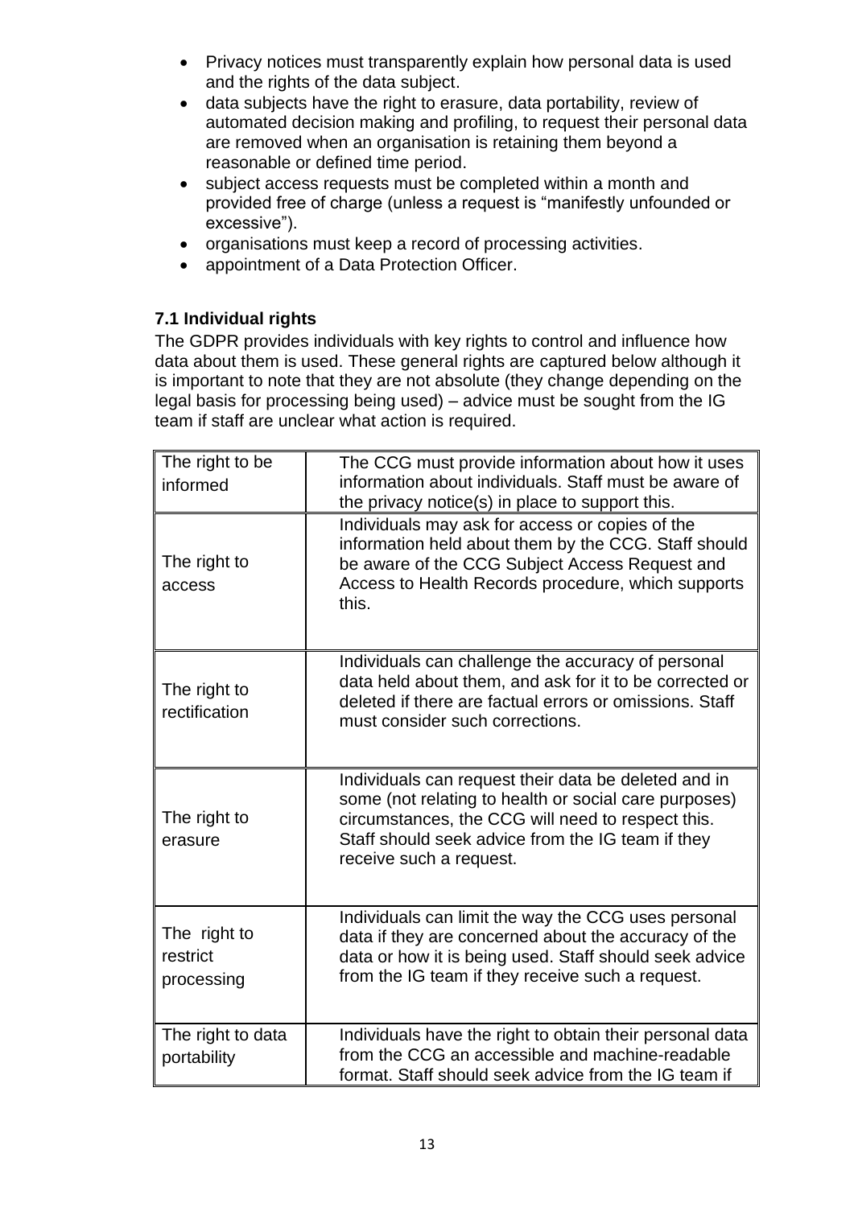- Privacy notices must transparently explain how personal data is used and the rights of the data subject.
- data subjects have the right to erasure, data portability, review of automated decision making and profiling, to request their personal data are removed when an organisation is retaining them beyond a reasonable or defined time period.
- subject access requests must be completed within a month and provided free of charge (unless a request is "manifestly unfounded or excessive").
- organisations must keep a record of processing activities.
- appointment of a Data Protection Officer.

### 7.1 Individual rights

The GDPR provides individuals with key rights to control and influence how data about them is used. These general rights are captured below although it is important to note that they are not absolute (they change depending on the legal basis for processing being used) – advice must be sought from the IG team if staff are unclear what action is required.

| | |
|---|---|
| The right to be informed | The CCG must provide information about how it uses information about individuals. Staff must be aware of the privacy notice(s) in place to support this. |
| The right to access | Individuals may ask for access or copies of the information held about them by the CCG. Staff should be aware of the CCG Subject Access Request and Access to Health Records procedure, which supports this. |
| The right to rectification | Individuals can challenge the accuracy of personal data held about them, and ask for it to be corrected or deleted if there are factual errors or omissions. Staff must consider such corrections. |
| The right to erasure | Individuals can request their data be deleted and in some (not relating to health or social care purposes) circumstances, the CCG will need to respect this. Staff should seek advice from the IG team if they receive such a request. |
| The right to restrict processing | Individuals can limit the way the CCG uses personal data if they are concerned about the accuracy of the data or how it is being used. Staff should seek advice from the IG team if they receive such a request. |
| The right to data portability | Individuals have the right to obtain their personal data from the CCG an accessible and machine-readable format. Staff should seek advice from the IG team if |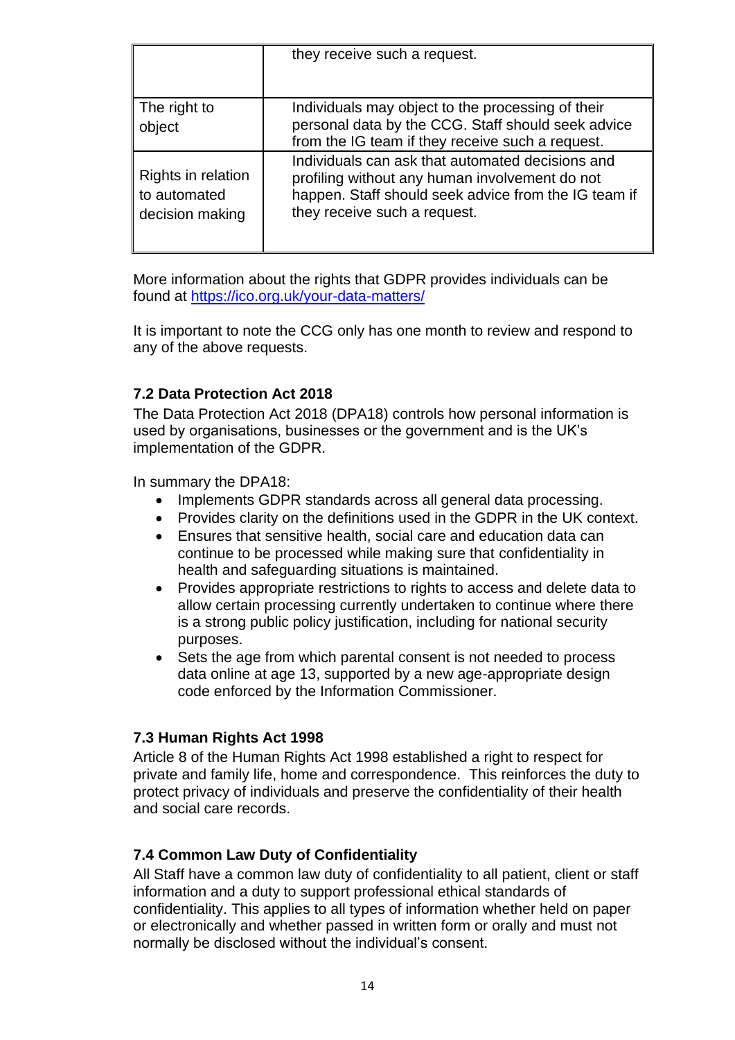| | |
|---|---|
| | they receive such a request. |
| The right to object | Individuals may object to the processing of their personal data by the CCG. Staff should seek advice from the IG team if they receive such a request. |
| Rights in relation to automated decision making | Individuals can ask that automated decisions and profiling without any human involvement do not happen. Staff should seek advice from the IG team if they receive such a request. |

More information about the rights that GDPR provides individuals can be found at https://ico.org.uk/your-data-matters/

It is important to note the CCG only has one month to review and respond to any of the above requests.

### 7.2 Data Protection Act 2018

The Data Protection Act 2018 (DPA18) controls how personal information is used by organisations, businesses or the government and is the UK's implementation of the GDPR.

In summary the DPA18:

- Implements GDPR standards across all general data processing.
- Provides clarity on the definitions used in the GDPR in the UK context.
- Ensures that sensitive health, social care and education data can continue to be processed while making sure that confidentiality in health and safeguarding situations is maintained.
- Provides appropriate restrictions to rights to access and delete data to allow certain processing currently undertaken to continue where there is a strong public policy justification, including for national security purposes.
- Sets the age from which parental consent is not needed to process data online at age 13, supported by a new age-appropriate design code enforced by the Information Commissioner.

### 7.3 Human Rights Act 1998

Article 8 of the Human Rights Act 1998 established a right to respect for private and family life, home and correspondence. This reinforces the duty to protect privacy of individuals and preserve the confidentiality of their health and social care records.

### 7.4 Common Law Duty of Confidentiality

All Staff have a common law duty of confidentiality to all patient, client or staff information and a duty to support professional ethical standards of confidentiality. This applies to all types of information whether held on paper or electronically and whether passed in written form or orally and must not normally be disclosed without the individual's consent.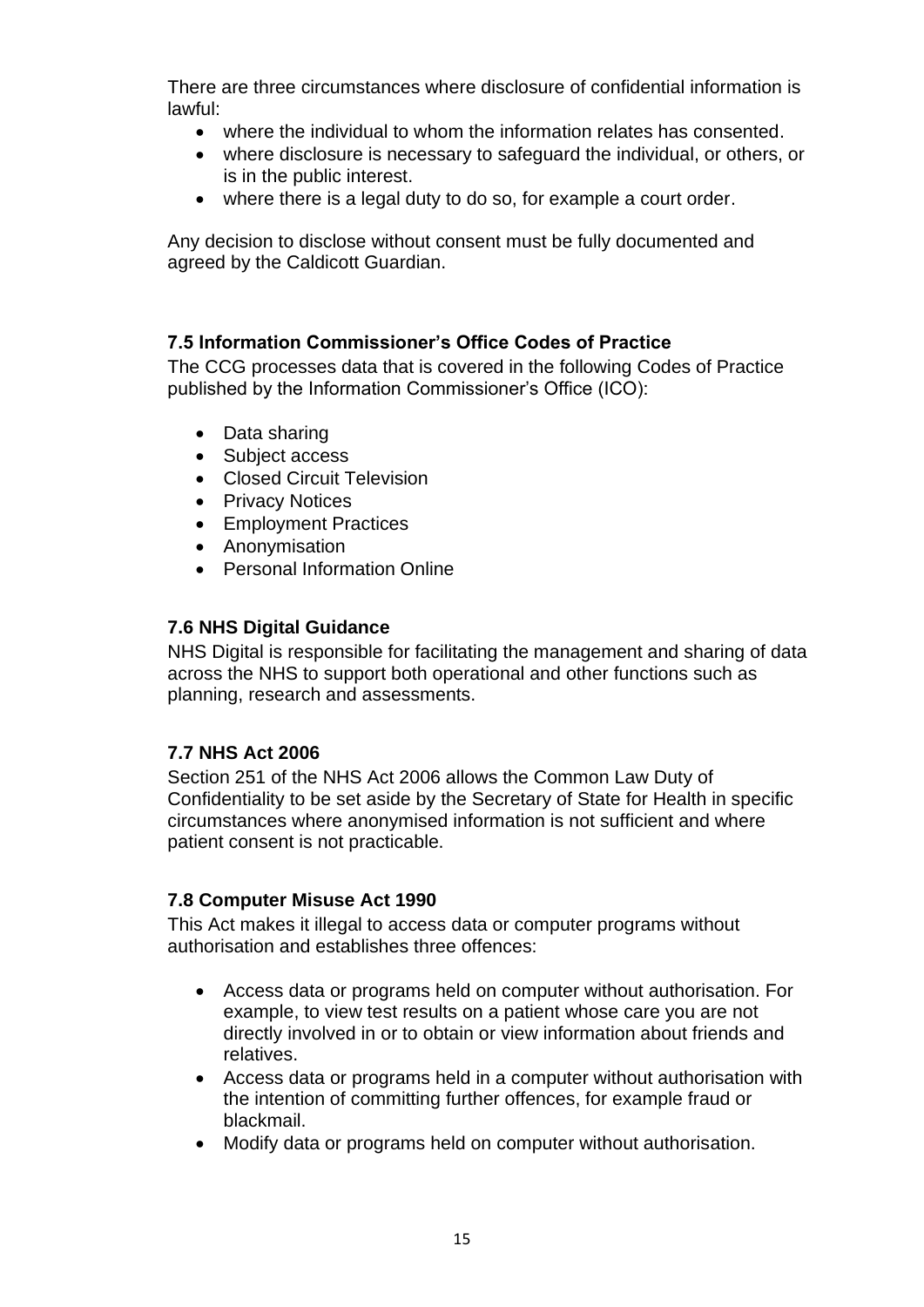There are three circumstances where disclosure of confidential information is lawful:

- where the individual to whom the information relates has consented.
- where disclosure is necessary to safeguard the individual, or others, or is in the public interest.
- where there is a legal duty to do so, for example a court order.

Any decision to disclose without consent must be fully documented and agreed by the Caldicott Guardian.

### 7.5 Information Commissioner's Office Codes of Practice

The CCG processes data that is covered in the following Codes of Practice published by the Information Commissioner's Office (ICO):

- Data sharing
- Subject access
- Closed Circuit Television
- Privacy Notices
- Employment Practices
- Anonymisation
- Personal Information Online

### 7.6 NHS Digital Guidance

NHS Digital is responsible for facilitating the management and sharing of data across the NHS to support both operational and other functions such as planning, research and assessments.

### 7.7 NHS Act 2006

Section 251 of the NHS Act 2006 allows the Common Law Duty of Confidentiality to be set aside by the Secretary of State for Health in specific circumstances where anonymised information is not sufficient and where patient consent is not practicable.

### 7.8 Computer Misuse Act 1990

This Act makes it illegal to access data or computer programs without authorisation and establishes three offences:

- Access data or programs held on computer without authorisation. For example, to view test results on a patient whose care you are not directly involved in or to obtain or view information about friends and relatives.
- Access data or programs held in a computer without authorisation with the intention of committing further offences, for example fraud or blackmail.
- Modify data or programs held on computer without authorisation.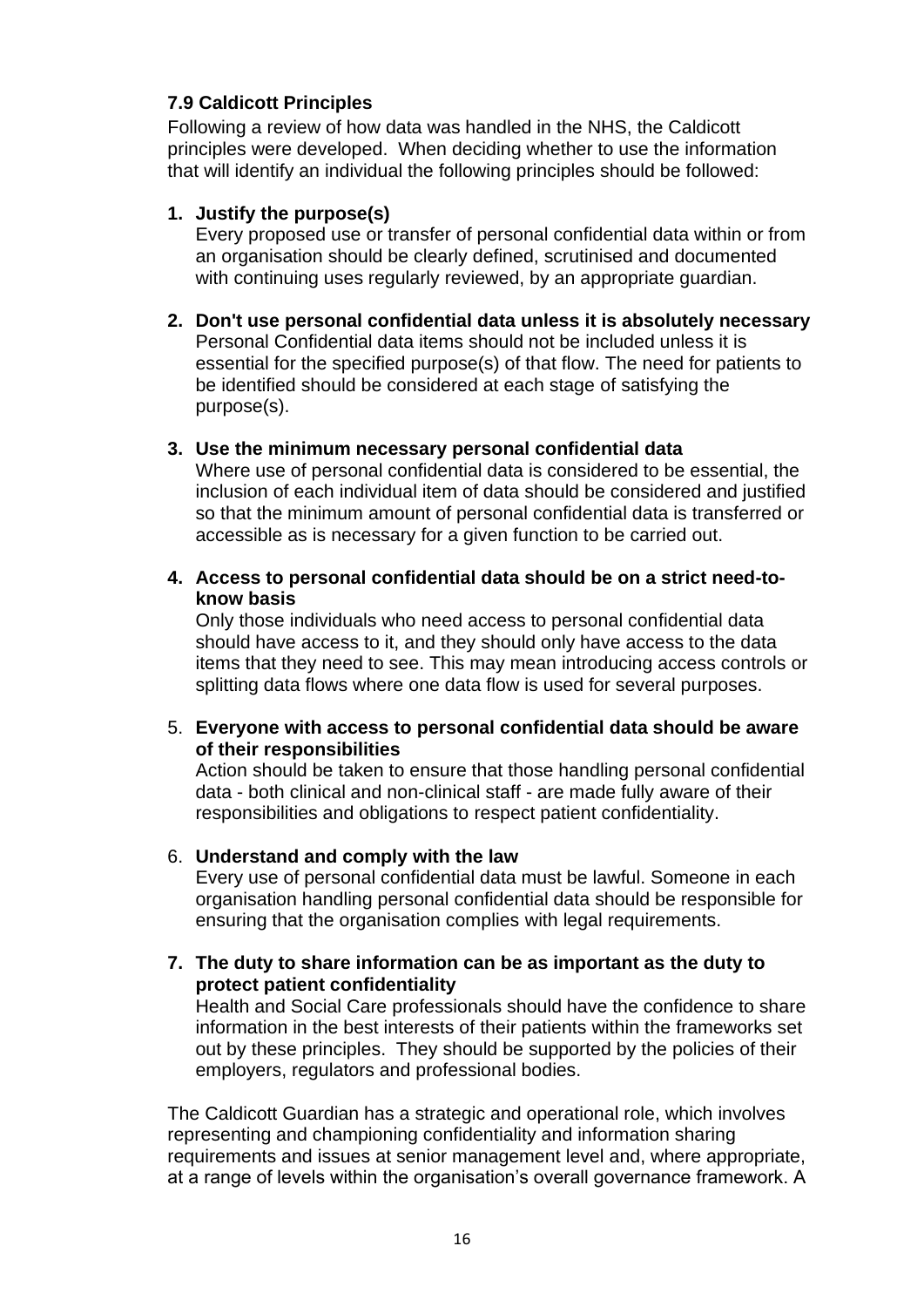### 7.9 Caldicott Principles

Following a review of how data was handled in the NHS, the Caldicott principles were developed. When deciding whether to use the information that will identify an individual the following principles should be followed:

1. **Justify the purpose(s)**
   Every proposed use or transfer of personal confidential data within or from an organisation should be clearly defined, scrutinised and documented with continuing uses regularly reviewed, by an appropriate guardian.

2. **Don't use personal confidential data unless it is absolutely necessary**
   Personal Confidential data items should not be included unless it is essential for the specified purpose(s) of that flow. The need for patients to be identified should be considered at each stage of satisfying the purpose(s).

3. **Use the minimum necessary personal confidential data**
   Where use of personal confidential data is considered to be essential, the inclusion of each individual item of data should be considered and justified so that the minimum amount of personal confidential data is transferred or accessible as is necessary for a given function to be carried out.

4. **Access to personal confidential data should be on a strict need-to-know basis**
   Only those individuals who need access to personal confidential data should have access to it, and they should only have access to the data items that they need to see. This may mean introducing access controls or splitting data flows where one data flow is used for several purposes.

5. **Everyone with access to personal confidential data should be aware of their responsibilities**
   Action should be taken to ensure that those handling personal confidential data - both clinical and non-clinical staff - are made fully aware of their responsibilities and obligations to respect patient confidentiality.

6. **Understand and comply with the law**
   Every use of personal confidential data must be lawful. Someone in each organisation handling personal confidential data should be responsible for ensuring that the organisation complies with legal requirements.

7. **The duty to share information can be as important as the duty to protect patient confidentiality**
   Health and Social Care professionals should have the confidence to share information in the best interests of their patients within the frameworks set out by these principles. They should be supported by the policies of their employers, regulators and professional bodies.

The Caldicott Guardian has a strategic and operational role, which involves representing and championing confidentiality and information sharing requirements and issues at senior management level and, where appropriate, at a range of levels within the organisation's overall governance framework. A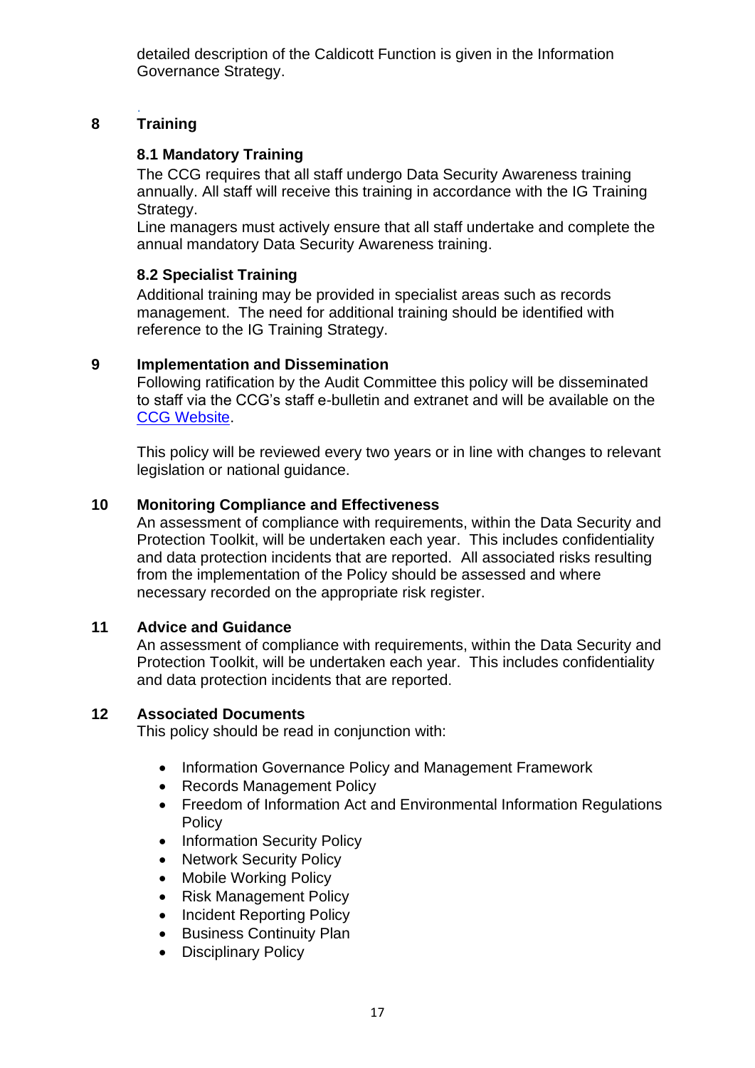detailed description of the Caldicott Function is given in the Information Governance Strategy.

## 8 Training

### 8.1 Mandatory Training

The CCG requires that all staff undergo Data Security Awareness training annually. All staff will receive this training in accordance with the IG Training Strategy.

Line managers must actively ensure that all staff undertake and complete the annual mandatory Data Security Awareness training.

### 8.2 Specialist Training

Additional training may be provided in specialist areas such as records management. The need for additional training should be identified with reference to the IG Training Strategy.

## 9 Implementation and Dissemination

Following ratification by the Audit Committee this policy will be disseminated to staff via the CCG's staff e-bulletin and extranet and will be available on the CCG Website.

This policy will be reviewed every two years or in line with changes to relevant legislation or national guidance.

## 10 Monitoring Compliance and Effectiveness

An assessment of compliance with requirements, within the Data Security and Protection Toolkit, will be undertaken each year. This includes confidentiality and data protection incidents that are reported. All associated risks resulting from the implementation of the Policy should be assessed and where necessary recorded on the appropriate risk register.

## 11 Advice and Guidance

An assessment of compliance with requirements, within the Data Security and Protection Toolkit, will be undertaken each year. This includes confidentiality and data protection incidents that are reported.

## 12 Associated Documents

This policy should be read in conjunction with:

- Information Governance Policy and Management Framework
- Records Management Policy
- Freedom of Information Act and Environmental Information Regulations Policy
- Information Security Policy
- Network Security Policy
- Mobile Working Policy
- Risk Management Policy
- Incident Reporting Policy
- Business Continuity Plan
- Disciplinary Policy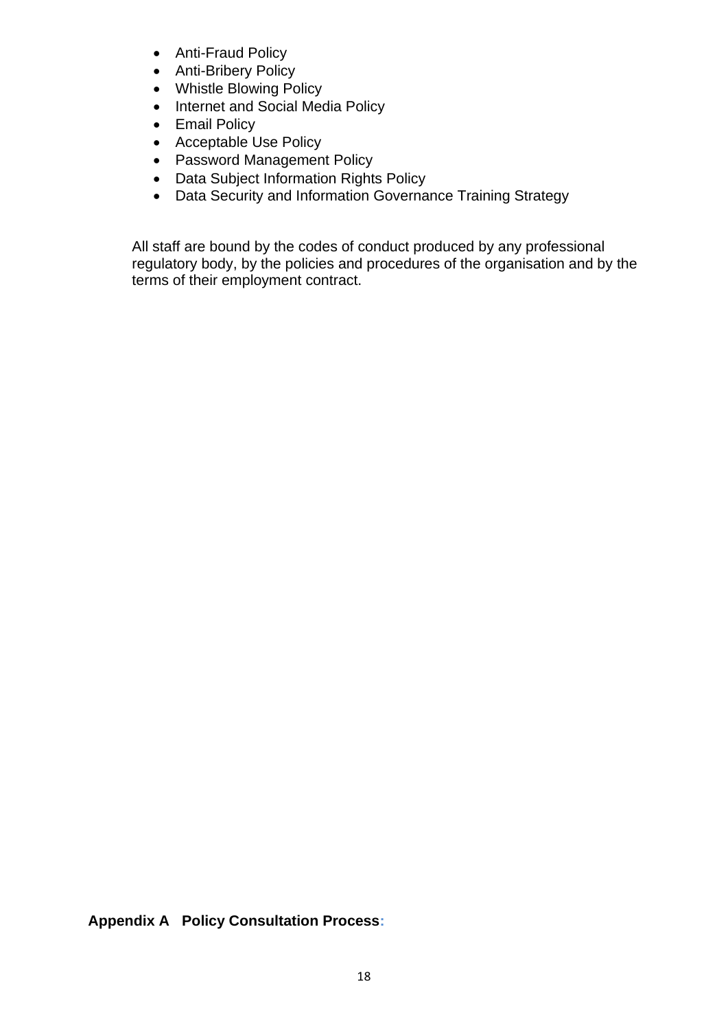- Anti-Fraud Policy
- Anti-Bribery Policy
- Whistle Blowing Policy
- Internet and Social Media Policy
- Email Policy
- Acceptable Use Policy
- Password Management Policy
- Data Subject Information Rights Policy
- Data Security and Information Governance Training Strategy

All staff are bound by the codes of conduct produced by any professional regulatory body, by the policies and procedures of the organisation and by the terms of their employment contract.

**Appendix A Policy Consultation Process:**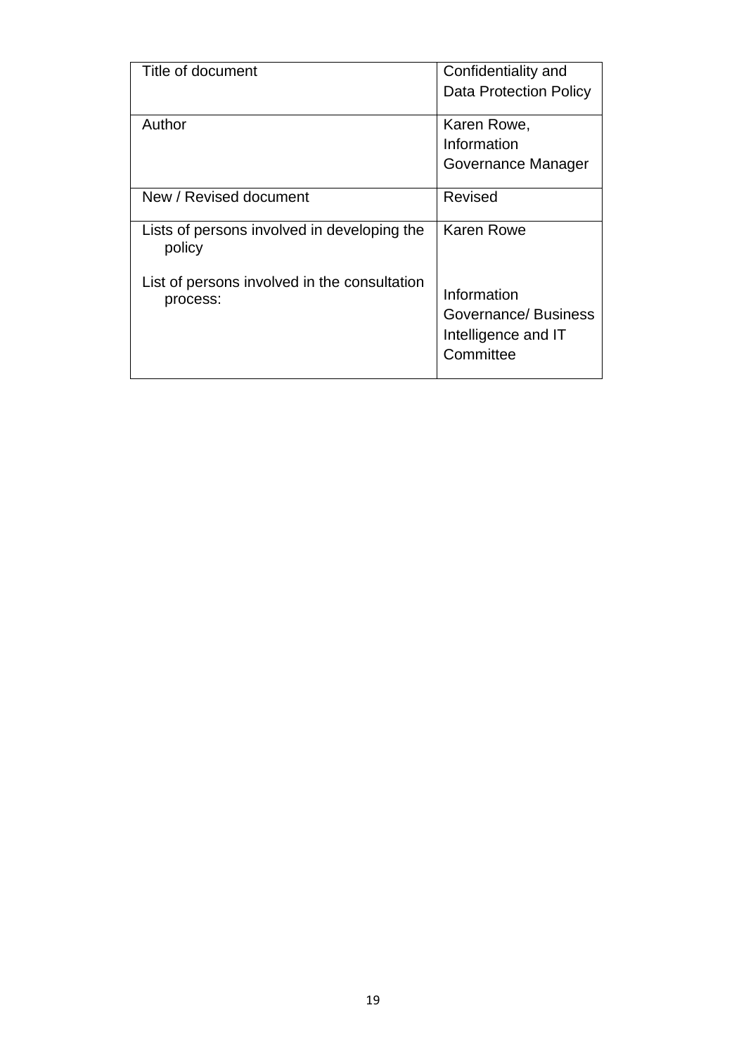| | |
|---|---|
| Title of document | Confidentiality and Data Protection Policy |
| Author | Karen Rowe, Information Governance Manager |
| New / Revised document | Revised |
| Lists of persons involved in developing the policy<br><br>List of persons involved in the consultation process: | Karen Rowe<br><br>Information Governance/ Business Intelligence and IT Committee |